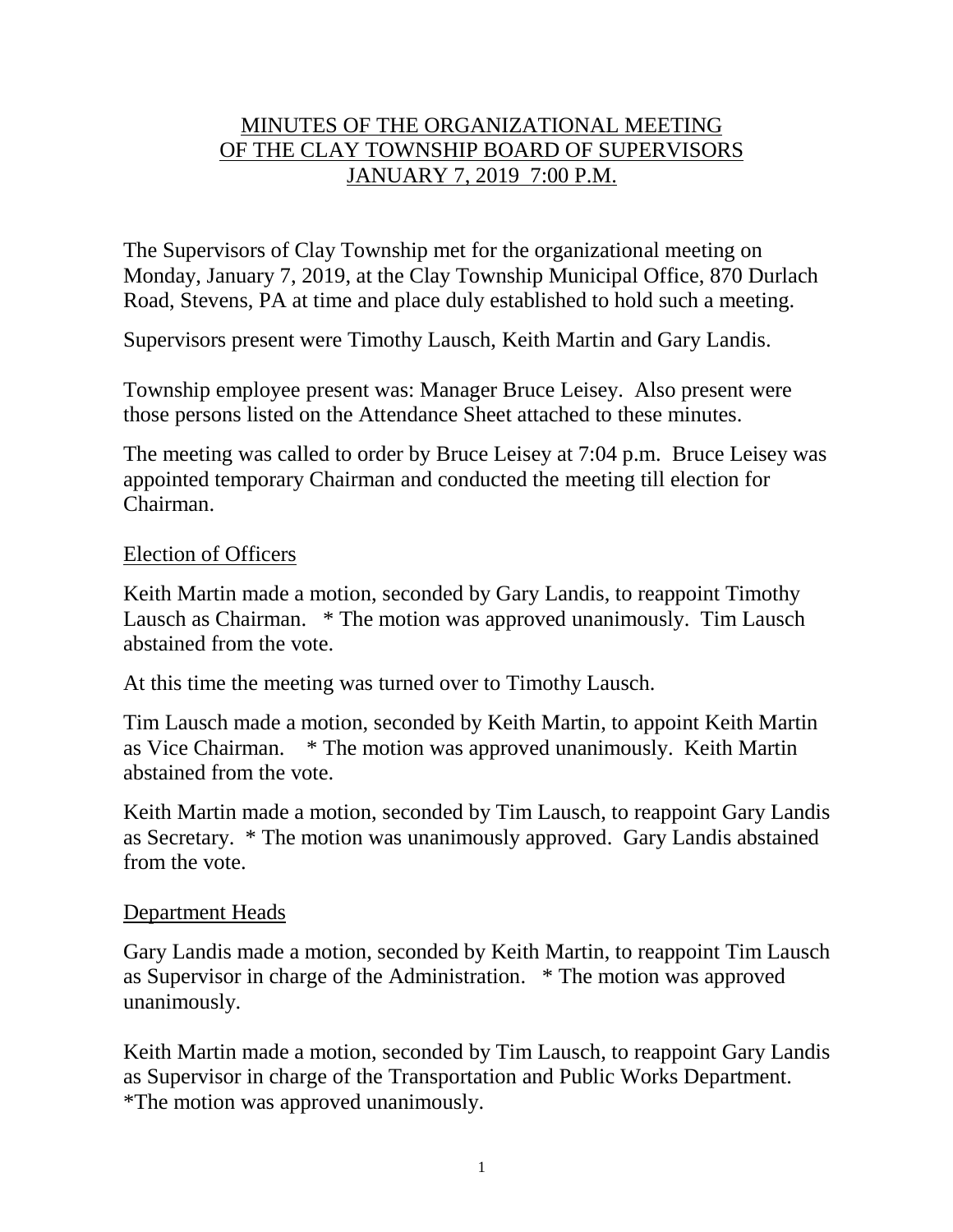# MINUTES OF THE ORGANIZATIONAL MEETING OF THE CLAY TOWNSHIP BOARD OF SUPERVISORS JANUARY 7, 2019 7:00 P.M.

The Supervisors of Clay Township met for the organizational meeting on Monday, January 7, 2019, at the Clay Township Municipal Office, 870 Durlach Road, Stevens, PA at time and place duly established to hold such a meeting.

Supervisors present were Timothy Lausch, Keith Martin and Gary Landis.

Township employee present was: Manager Bruce Leisey. Also present were those persons listed on the Attendance Sheet attached to these minutes.

The meeting was called to order by Bruce Leisey at 7:04 p.m. Bruce Leisey was appointed temporary Chairman and conducted the meeting till election for Chairman.

## Election of Officers

Keith Martin made a motion, seconded by Gary Landis, to reappoint Timothy Lausch as Chairman. * The motion was approved unanimously. Tim Lausch abstained from the vote.

At this time the meeting was turned over to Timothy Lausch.

Tim Lausch made a motion, seconded by Keith Martin, to appoint Keith Martin as Vice Chairman. * The motion was approved unanimously. Keith Martin abstained from the vote.

Keith Martin made a motion, seconded by Tim Lausch, to reappoint Gary Landis as Secretary. * The motion was unanimously approved. Gary Landis abstained from the vote.

## Department Heads

Gary Landis made a motion, seconded by Keith Martin, to reappoint Tim Lausch as Supervisor in charge of the Administration. * The motion was approved unanimously.

Keith Martin made a motion, seconded by Tim Lausch, to reappoint Gary Landis as Supervisor in charge of the Transportation and Public Works Department. *The motion was approved unanimously.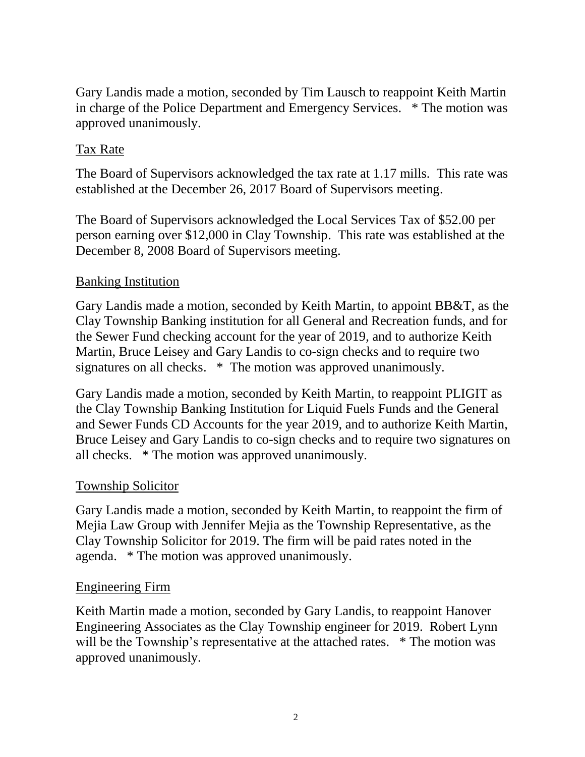Gary Landis made a motion, seconded by Tim Lausch to reappoint Keith Martin in charge of the Police Department and Emergency Services. * The motion was approved unanimously.

## Tax Rate

The Board of Supervisors acknowledged the tax rate at 1.17 mills. This rate was established at the December 26, 2017 Board of Supervisors meeting.

The Board of Supervisors acknowledged the Local Services Tax of $52.00 per person earning over $12,000 in Clay Township. This rate was established at the December 8, 2008 Board of Supervisors meeting.

## Banking Institution

Gary Landis made a motion, seconded by Keith Martin, to appoint BB&T, as the Clay Township Banking institution for all General and Recreation funds, and for the Sewer Fund checking account for the year of 2019, and to authorize Keith Martin, Bruce Leisey and Gary Landis to co-sign checks and to require two signatures on all checks. * The motion was approved unanimously.

Gary Landis made a motion, seconded by Keith Martin, to reappoint PLIGIT as the Clay Township Banking Institution for Liquid Fuels Funds and the General and Sewer Funds CD Accounts for the year 2019, and to authorize Keith Martin, Bruce Leisey and Gary Landis to co-sign checks and to require two signatures on all checks. * The motion was approved unanimously.

## Township Solicitor

Gary Landis made a motion, seconded by Keith Martin, to reappoint the firm of Mejia Law Group with Jennifer Mejia as the Township Representative, as the Clay Township Solicitor for 2019. The firm will be paid rates noted in the agenda. * The motion was approved unanimously.

## Engineering Firm

Keith Martin made a motion, seconded by Gary Landis, to reappoint Hanover Engineering Associates as the Clay Township engineer for 2019. Robert Lynn will be the Township's representative at the attached rates. * The motion was approved unanimously.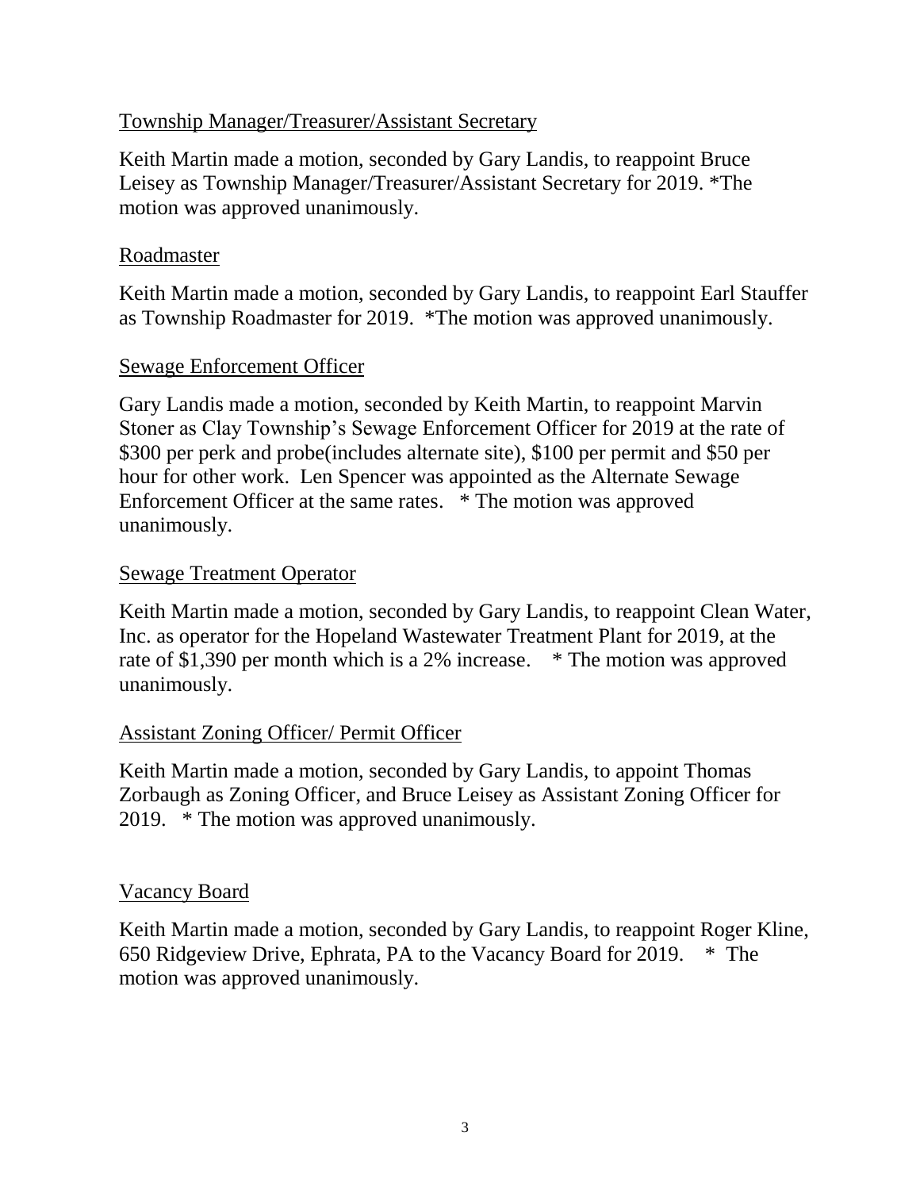## Township Manager/Treasurer/Assistant Secretary

Keith Martin made a motion, seconded by Gary Landis, to reappoint Bruce Leisey as Township Manager/Treasurer/Assistant Secretary for 2019. *The motion was approved unanimously.

## Roadmaster

Keith Martin made a motion, seconded by Gary Landis, to reappoint Earl Stauffer as Township Roadmaster for 2019. *The motion was approved unanimously.

## Sewage Enforcement Officer

Gary Landis made a motion, seconded by Keith Martin, to reappoint Marvin Stoner as Clay Township's Sewage Enforcement Officer for 2019 at the rate of $300 per perk and probe(includes alternate site), $100 per permit and $50 per hour for other work. Len Spencer was appointed as the Alternate Sewage Enforcement Officer at the same rates. * The motion was approved unanimously.

## Sewage Treatment Operator

Keith Martin made a motion, seconded by Gary Landis, to reappoint Clean Water, Inc. as operator for the Hopeland Wastewater Treatment Plant for 2019, at the rate of $1,390 per month which is a 2% increase. * The motion was approved unanimously.

## Assistant Zoning Officer/ Permit Officer

Keith Martin made a motion, seconded by Gary Landis, to appoint Thomas Zorbaugh as Zoning Officer, and Bruce Leisey as Assistant Zoning Officer for 2019. * The motion was approved unanimously.

## Vacancy Board

Keith Martin made a motion, seconded by Gary Landis, to reappoint Roger Kline, 650 Ridgeview Drive, Ephrata, PA to the Vacancy Board for 2019. * The motion was approved unanimously.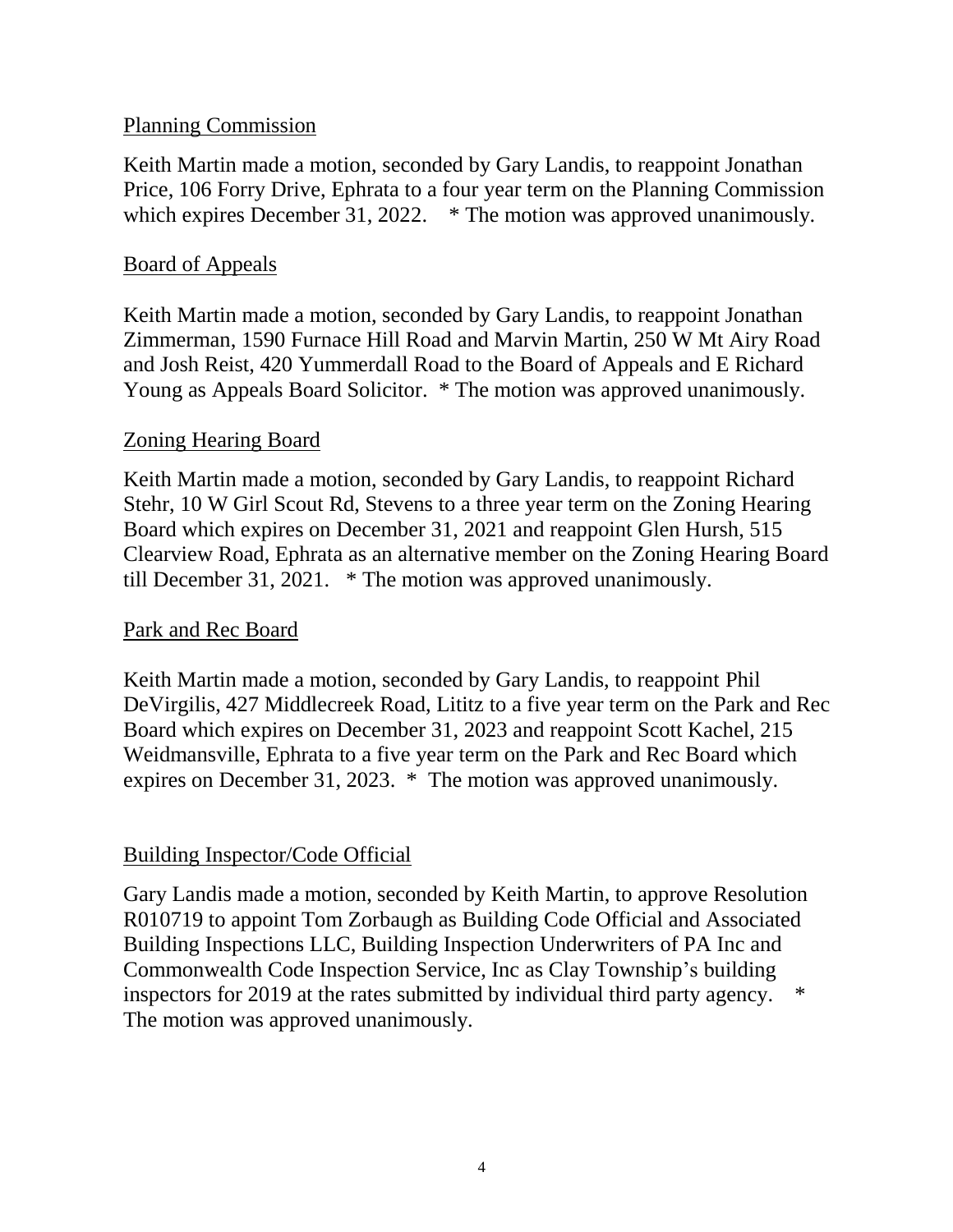## Planning Commission

Keith Martin made a motion, seconded by Gary Landis, to reappoint Jonathan Price, 106 Forry Drive, Ephrata to a four year term on the Planning Commission which expires December 31, 2022. * The motion was approved unanimously.

## Board of Appeals

Keith Martin made a motion, seconded by Gary Landis, to reappoint Jonathan Zimmerman, 1590 Furnace Hill Road and Marvin Martin, 250 W Mt Airy Road and Josh Reist, 420 Yummerdall Road to the Board of Appeals and E Richard Young as Appeals Board Solicitor. * The motion was approved unanimously.

## Zoning Hearing Board

Keith Martin made a motion, seconded by Gary Landis, to reappoint Richard Stehr, 10 W Girl Scout Rd, Stevens to a three year term on the Zoning Hearing Board which expires on December 31, 2021 and reappoint Glen Hursh, 515 Clearview Road, Ephrata as an alternative member on the Zoning Hearing Board till December 31, 2021. * The motion was approved unanimously.

## Park and Rec Board

Keith Martin made a motion, seconded by Gary Landis, to reappoint Phil DeVirgilis, 427 Middlecreek Road, Lititz to a five year term on the Park and Rec Board which expires on December 31, 2023 and reappoint Scott Kachel, 215 Weidmansville, Ephrata to a five year term on the Park and Rec Board which expires on December 31, 2023. * The motion was approved unanimously.

## Building Inspector/Code Official

Gary Landis made a motion, seconded by Keith Martin, to approve Resolution R010719 to appoint Tom Zorbaugh as Building Code Official and Associated Building Inspections LLC, Building Inspection Underwriters of PA Inc and Commonwealth Code Inspection Service, Inc as Clay Township's building inspectors for 2019 at the rates submitted by individual third party agency. * The motion was approved unanimously.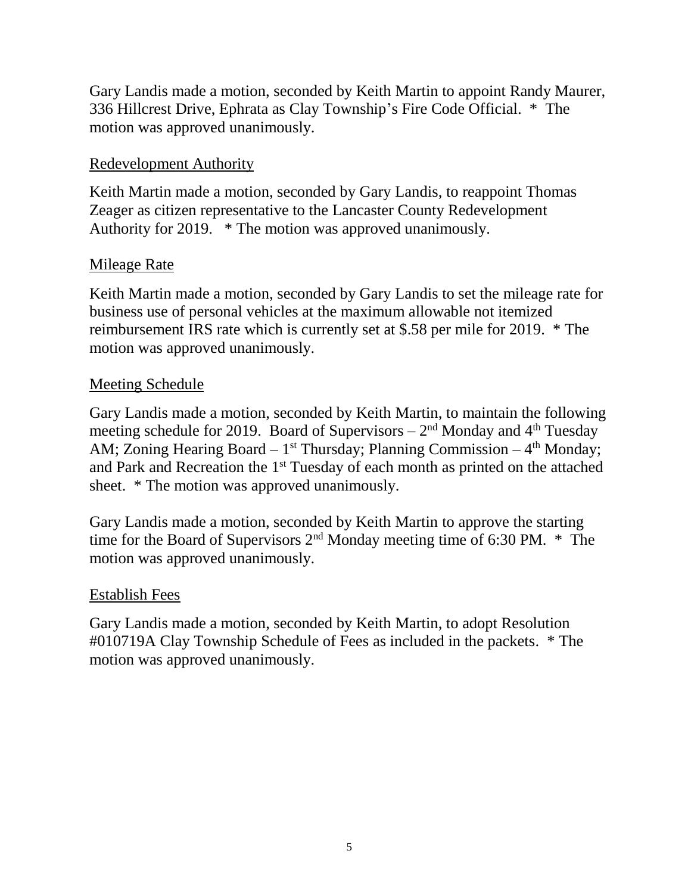Gary Landis made a motion, seconded by Keith Martin to appoint Randy Maurer, 336 Hillcrest Drive, Ephrata as Clay Township's Fire Code Official. * The motion was approved unanimously.

<u>Redevelopment Authority</u>

Keith Martin made a motion, seconded by Gary Landis, to reappoint Thomas Zeager as citizen representative to the Lancaster County Redevelopment Authority for 2019. * The motion was approved unanimously.

<u>Mileage Rate</u>

Keith Martin made a motion, seconded by Gary Landis to set the mileage rate for business use of personal vehicles at the maximum allowable not itemized reimbursement IRS rate which is currently set at $.58 per mile for 2019. * The motion was approved unanimously.

<u>Meeting Schedule</u>

Gary Landis made a motion, seconded by Keith Martin, to maintain the following meeting schedule for 2019. Board of Supervisors – 2nd Monday and 4th Tuesday AM; Zoning Hearing Board – 1st Thursday; Planning Commission – 4th Monday; and Park and Recreation the 1st Tuesday of each month as printed on the attached sheet. * The motion was approved unanimously.

Gary Landis made a motion, seconded by Keith Martin to approve the starting time for the Board of Supervisors 2nd Monday meeting time of 6:30 PM. * The motion was approved unanimously.

<u>Establish Fees</u>

Gary Landis made a motion, seconded by Keith Martin, to adopt Resolution #010719A Clay Township Schedule of Fees as included in the packets. * The motion was approved unanimously.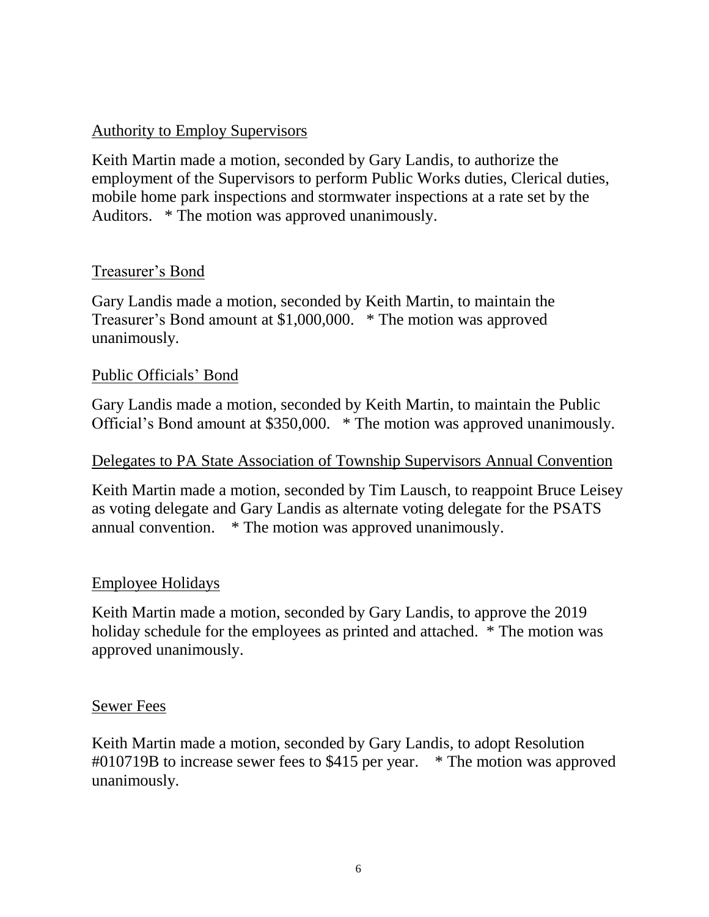Authority to Employ Supervisors

Keith Martin made a motion, seconded by Gary Landis, to authorize the employment of the Supervisors to perform Public Works duties, Clerical duties, mobile home park inspections and stormwater inspections at a rate set by the Auditors. * The motion was approved unanimously.

Treasurer's Bond

Gary Landis made a motion, seconded by Keith Martin, to maintain the Treasurer's Bond amount at $1,000,000. * The motion was approved unanimously.

Public Officials' Bond

Gary Landis made a motion, seconded by Keith Martin, to maintain the Public Official's Bond amount at $350,000. * The motion was approved unanimously.

Delegates to PA State Association of Township Supervisors Annual Convention

Keith Martin made a motion, seconded by Tim Lausch, to reappoint Bruce Leisey as voting delegate and Gary Landis as alternate voting delegate for the PSATS annual convention. * The motion was approved unanimously.

Employee Holidays

Keith Martin made a motion, seconded by Gary Landis, to approve the 2019 holiday schedule for the employees as printed and attached. * The motion was approved unanimously.

Sewer Fees

Keith Martin made a motion, seconded by Gary Landis, to adopt Resolution #010719B to increase sewer fees to $415 per year. * The motion was approved unanimously.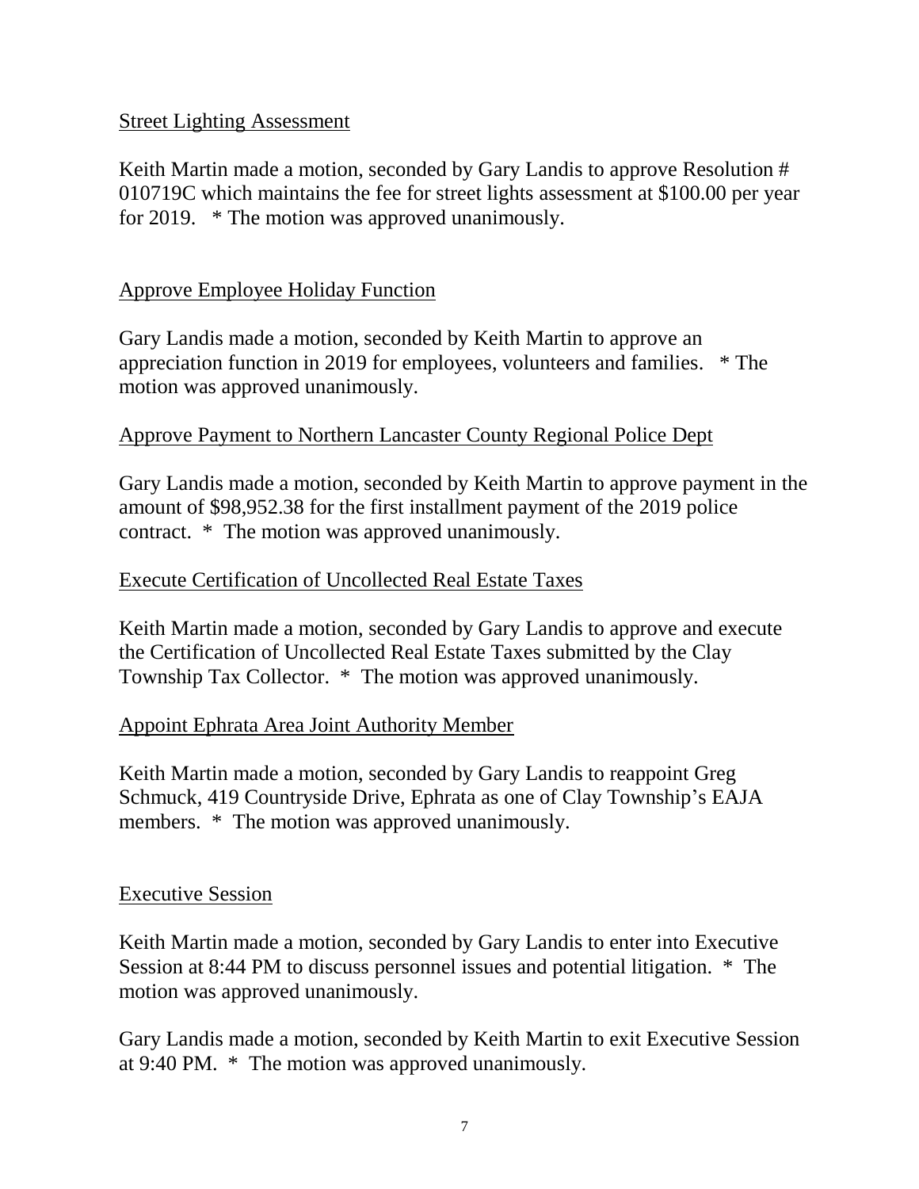Street Lighting Assessment

Keith Martin made a motion, seconded by Gary Landis to approve Resolution # 010719C which maintains the fee for street lights assessment at $100.00 per year for 2019. * The motion was approved unanimously.

Approve Employee Holiday Function

Gary Landis made a motion, seconded by Keith Martin to approve an appreciation function in 2019 for employees, volunteers and families. * The motion was approved unanimously.

Approve Payment to Northern Lancaster County Regional Police Dept

Gary Landis made a motion, seconded by Keith Martin to approve payment in the amount of $98,952.38 for the first installment payment of the 2019 police contract. * The motion was approved unanimously.

Execute Certification of Uncollected Real Estate Taxes

Keith Martin made a motion, seconded by Gary Landis to approve and execute the Certification of Uncollected Real Estate Taxes submitted by the Clay Township Tax Collector. * The motion was approved unanimously.

Appoint Ephrata Area Joint Authority Member

Keith Martin made a motion, seconded by Gary Landis to reappoint Greg Schmuck, 419 Countryside Drive, Ephrata as one of Clay Township's EAJA members. * The motion was approved unanimously.

Executive Session

Keith Martin made a motion, seconded by Gary Landis to enter into Executive Session at 8:44 PM to discuss personnel issues and potential litigation. * The motion was approved unanimously.

Gary Landis made a motion, seconded by Keith Martin to exit Executive Session at 9:40 PM. * The motion was approved unanimously.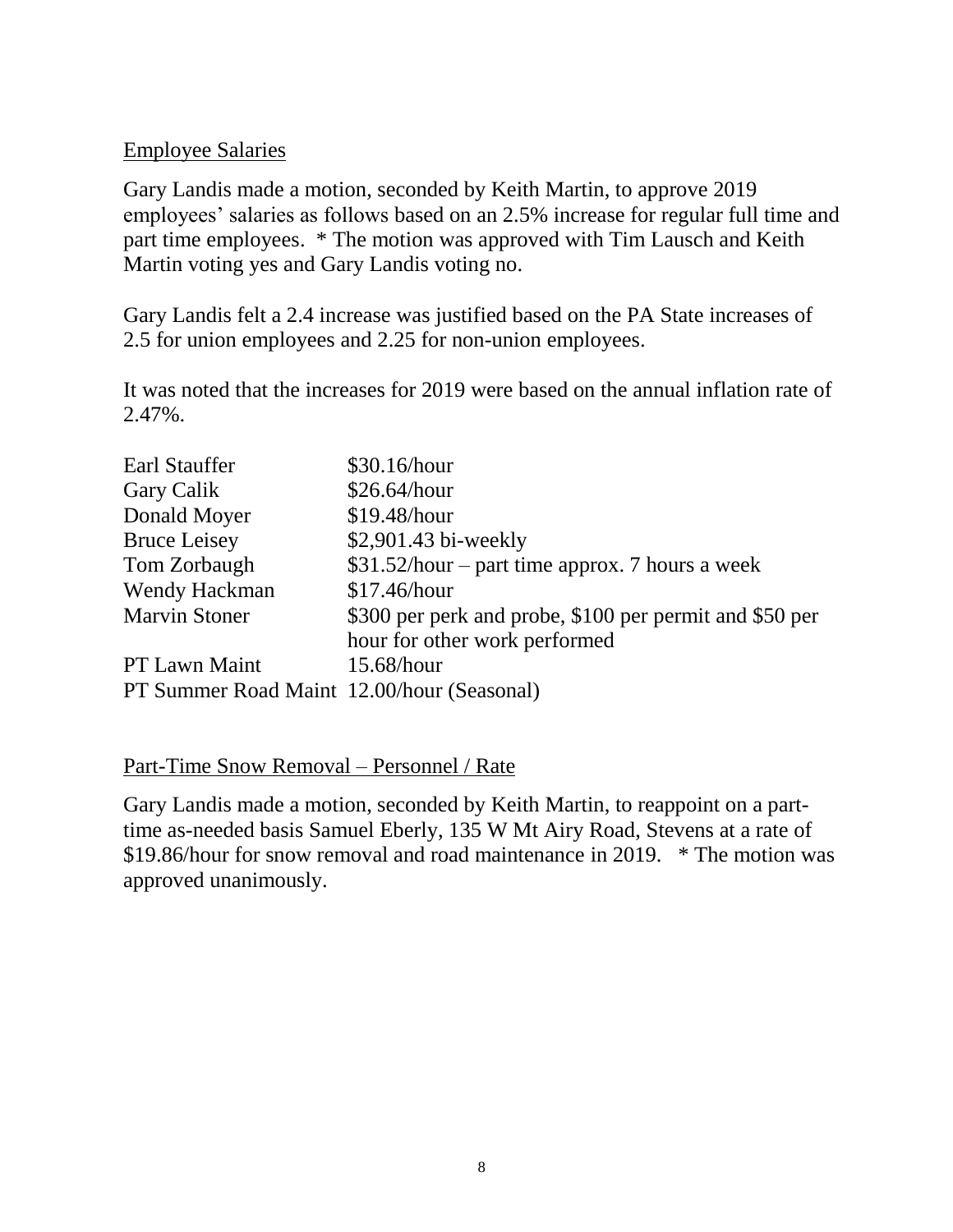## Employee Salaries

Gary Landis made a motion, seconded by Keith Martin, to approve 2019 employees' salaries as follows based on an 2.5% increase for regular full time and part time employees. * The motion was approved with Tim Lausch and Keith Martin voting yes and Gary Landis voting no.

Gary Landis felt a 2.4 increase was justified based on the PA State increases of 2.5 for union employees and 2.25 for non-union employees.

It was noted that the increases for 2019 were based on the annual inflation rate of 2.47%.

| | |
|---|---|
| Earl Stauffer | $30.16/hour |
| Gary Calik | $26.64/hour |
| Donald Moyer | $19.48/hour |
| Bruce Leisey | $2,901.43 bi-weekly |
| Tom Zorbaugh | $31.52/hour – part time approx. 7 hours a week |
| Wendy Hackman | $17.46/hour |
| Marvin Stoner | $300 per perk and probe, $100 per permit and $50 per hour for other work performed |
| PT Lawn Maint | 15.68/hour |
| PT Summer Road Maint | 12.00/hour (Seasonal) |

## Part-Time Snow Removal – Personnel / Rate

Gary Landis made a motion, seconded by Keith Martin, to reappoint on a part-time as-needed basis Samuel Eberly, 135 W Mt Airy Road, Stevens at a rate of $19.86/hour for snow removal and road maintenance in 2019. * The motion was approved unanimously.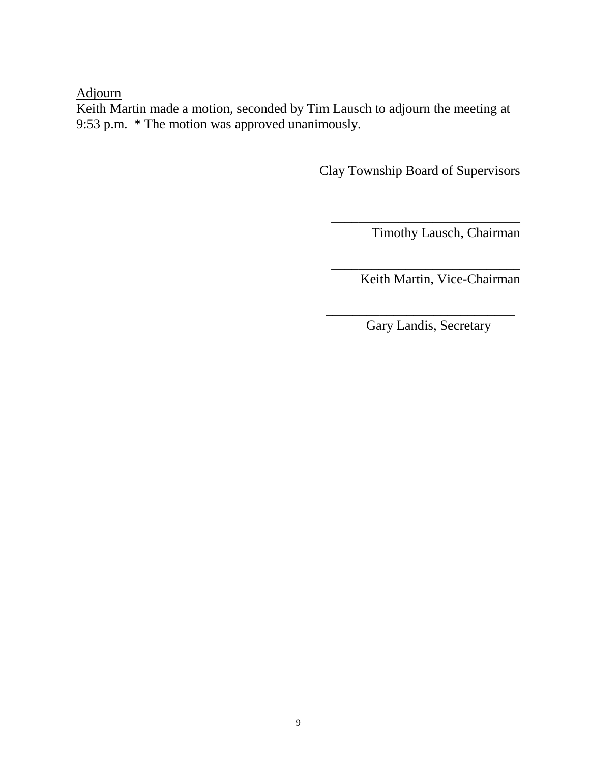Adjourn

Keith Martin made a motion, seconded by Tim Lausch to adjourn the meeting at 9:53 p.m. * The motion was approved unanimously.

Clay Township Board of Supervisors

____________________________
Timothy Lausch, Chairman

____________________________
Keith Martin, Vice-Chairman

____________________________
Gary Landis, Secretary